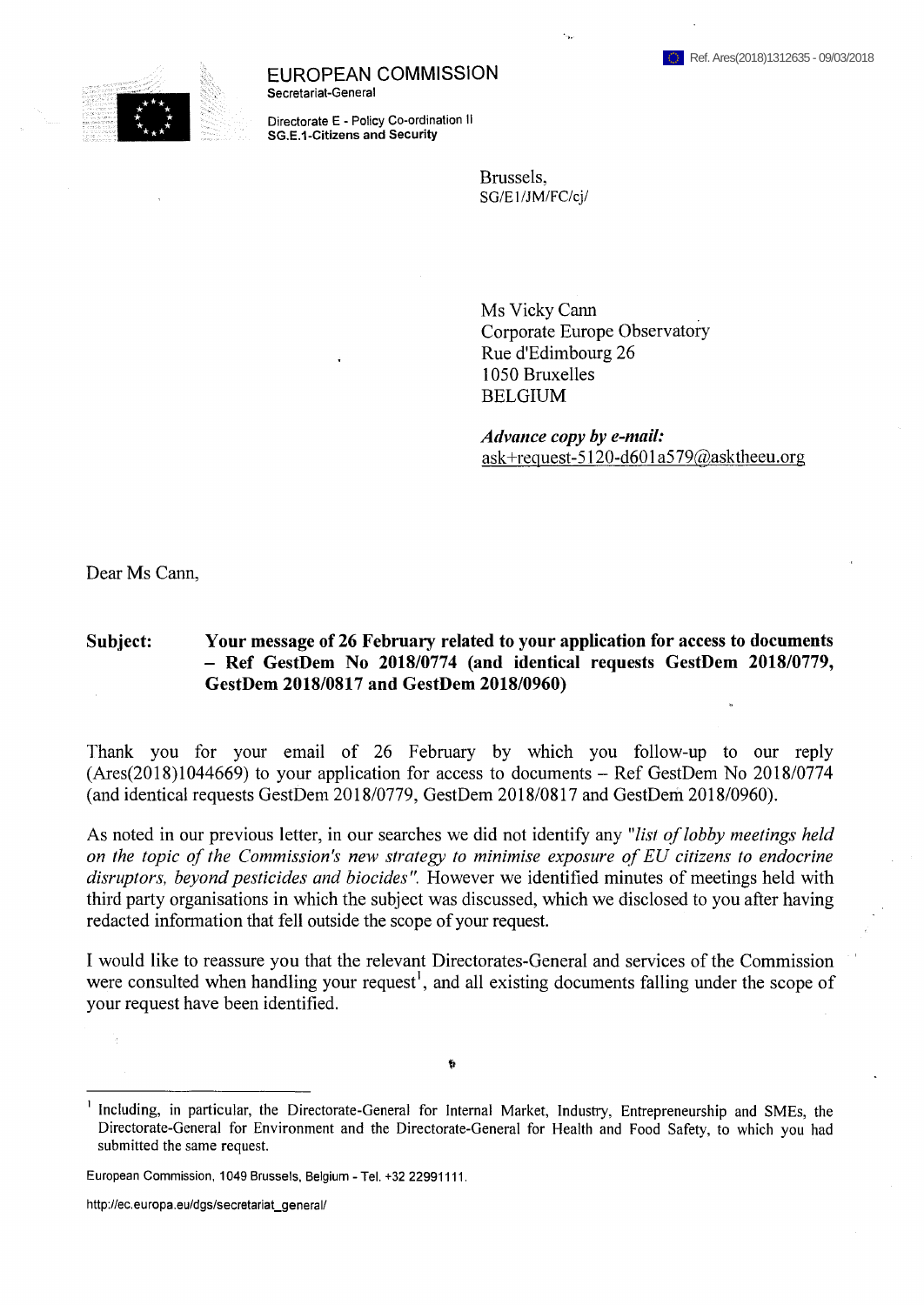Ref. Ares(2018)1312635 - 09/03/2018

# EUROPEAN COMMISSION

Secretariat-General

Directorate E - Policy Co-ordination II
**SG.E.1-Citizens and Security**

Brussels,
SG/E1/JM/FC/cj/

Ms Vicky Cann
Corporate Europe Observatory
Rue d'Edimbourg 26
1050 Bruxelles
BELGIUM

***Advance copy by e-mail:***
ask+request-5120-d601a579@asktheeu.org

Dear Ms Cann,

**Subject: Your message of 26 February related to your application for access to documents – Ref GestDem No 2018/0774 (and identical requests GestDem 2018/0779, GestDem 2018/0817 and GestDem 2018/0960)**

Thank you for your email of 26 February by which you follow-up to our reply (Ares(2018)1044669) to your application for access to documents – Ref GestDem No 2018/0774 (and identical requests GestDem 2018/0779, GestDem 2018/0817 and GestDem 2018/0960).

As noted in our previous letter, in our searches we did not identify any *"list of lobby meetings held on the topic of the Commission's new strategy to minimise exposure of EU citizens to endocrine disruptors, beyond pesticides and biocides".* However we identified minutes of meetings held with third party organisations in which the subject was discussed, which we disclosed to you after having redacted information that fell outside the scope of your request.

I would like to reassure you that the relevant Directorates-General and services of the Commission were consulted when handling your request[1], and all existing documents falling under the scope of your request have been identified.

[1] Including, in particular, the Directorate-General for Internal Market, Industry, Entrepreneurship and SMEs, the Directorate-General for Environment and the Directorate-General for Health and Food Safety, to which you had submitted the same request.

European Commission, 1049 Brussels, Belgium - Tel. +32 22991111.

http://ec.europa.eu/dgs/secretariat_general/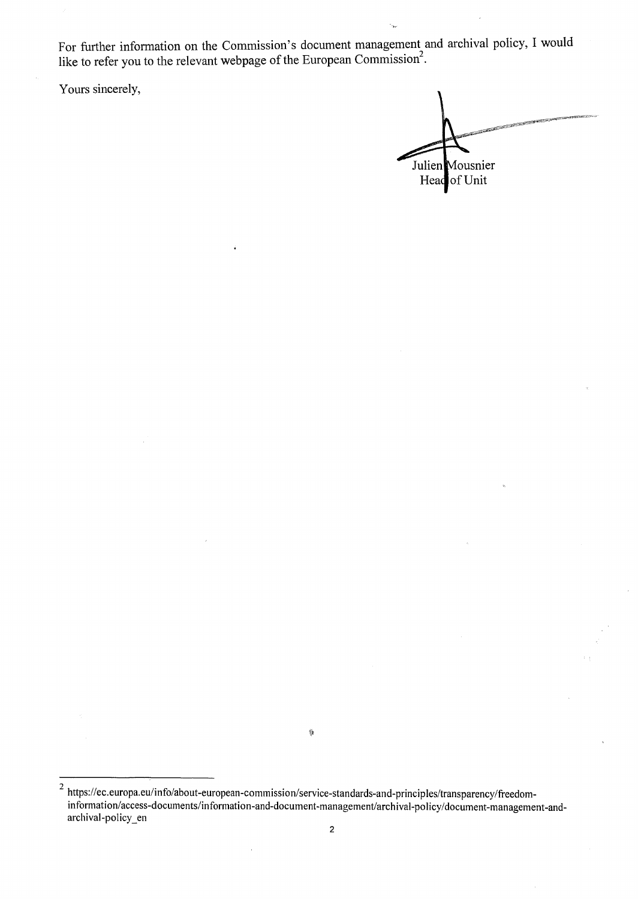For further information on the Commission's document management and archival policy, I would like to refer you to the relevant webpage of the European Commission[2].

Yours sincerely,

Julien Mousnier
Head of Unit

---

[2] https://ec.europa.eu/info/about-european-commission/service-standards-and-principles/transparency/freedom-information/access-documents/information-and-document-management/archival-policy/document-management-and-archival-policy_en